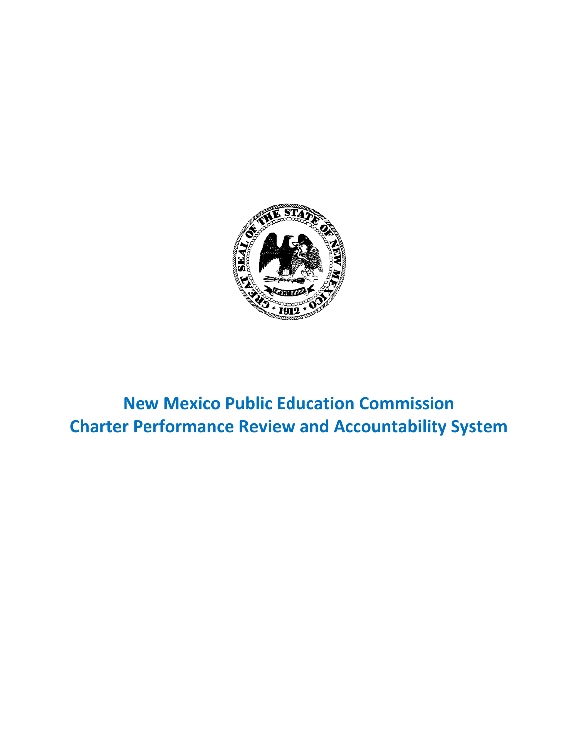# New Mexico Public Education Commission
# Charter Performance Review and Accountability System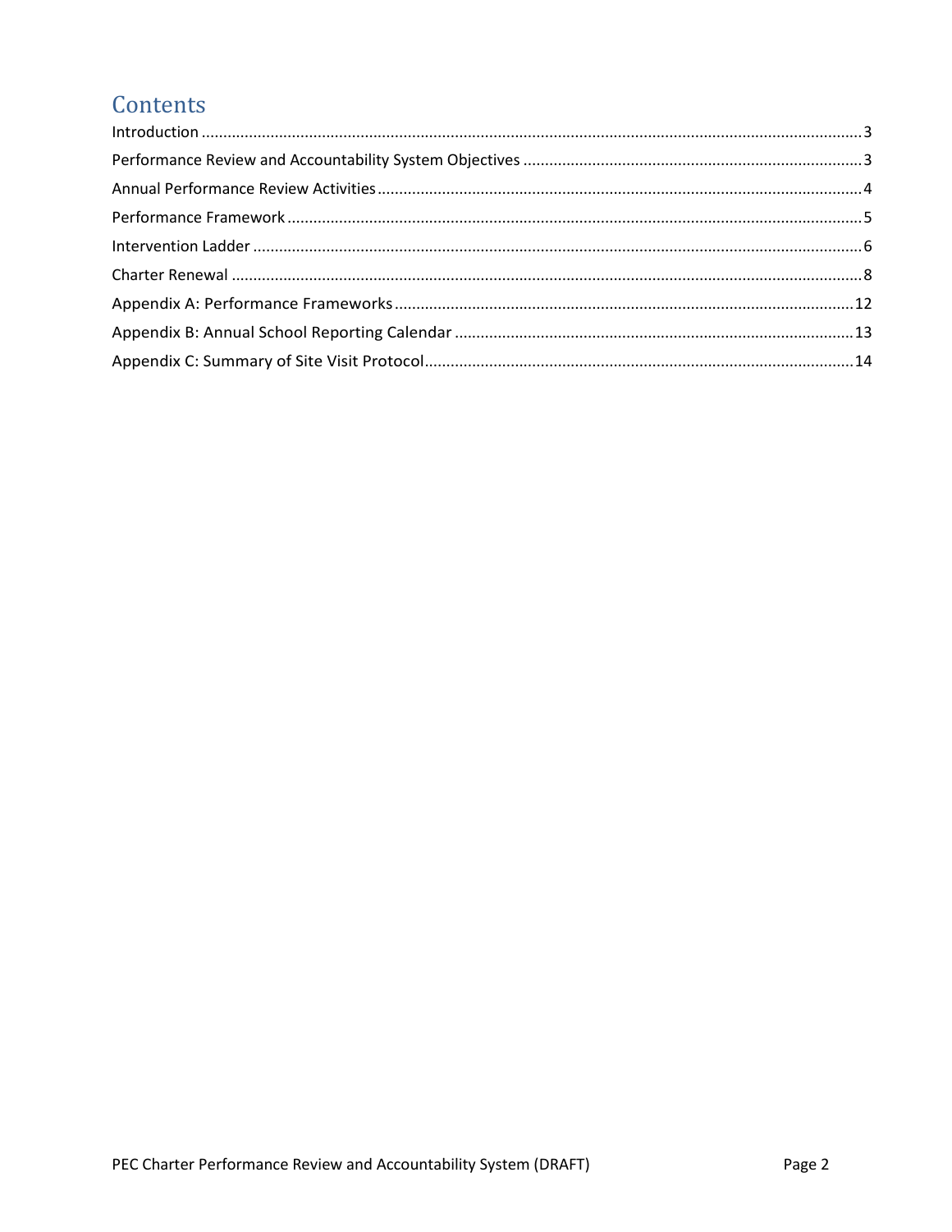# Contents

Introduction ........................................................................................................................................3

Performance Review and Accountability System Objectives ..............................................................3

Annual Performance Review Activities................................................................................................4

Performance Framework ....................................................................................................................5

Intervention Ladder ............................................................................................................................6

Charter Renewal .................................................................................................................................8

Appendix A: Performance Frameworks..............................................................................................12

Appendix B: Annual School Reporting Calendar ...............................................................................13

Appendix C: Summary of Site Visit Protocol.......................................................................................14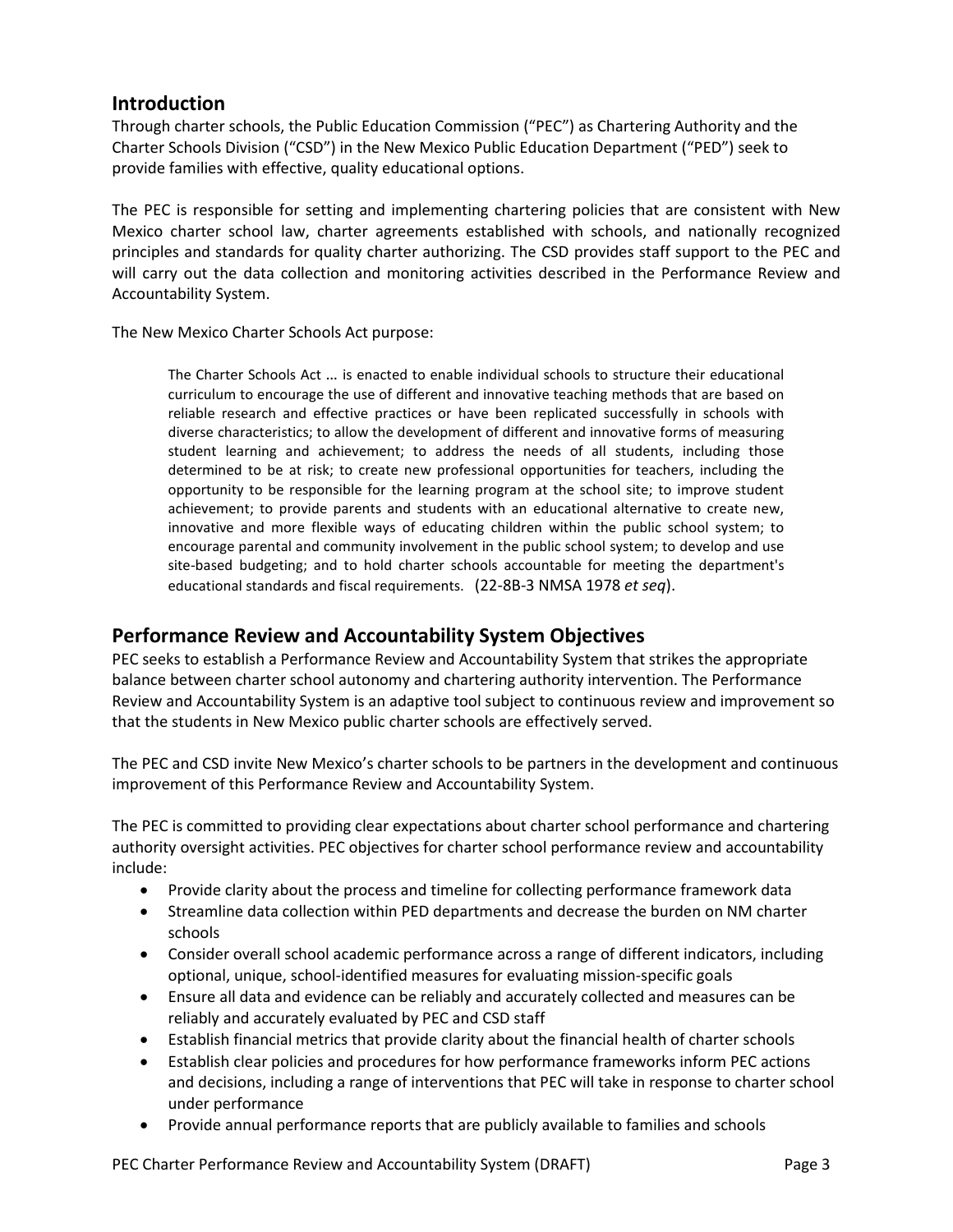## Introduction

Through charter schools, the Public Education Commission ("PEC") as Chartering Authority and the Charter Schools Division ("CSD") in the New Mexico Public Education Department ("PED") seek to provide families with effective, quality educational options.

The PEC is responsible for setting and implementing chartering policies that are consistent with New Mexico charter school law, charter agreements established with schools, and nationally recognized principles and standards for quality charter authorizing. The CSD provides staff support to the PEC and will carry out the data collection and monitoring activities described in the Performance Review and Accountability System.

The New Mexico Charter Schools Act purpose:

> The Charter Schools Act ... is enacted to enable individual schools to structure their educational curriculum to encourage the use of different and innovative teaching methods that are based on reliable research and effective practices or have been replicated successfully in schools with diverse characteristics; to allow the development of different and innovative forms of measuring student learning and achievement; to address the needs of all students, including those determined to be at risk; to create new professional opportunities for teachers, including the opportunity to be responsible for the learning program at the school site; to improve student achievement; to provide parents and students with an educational alternative to create new, innovative and more flexible ways of educating children within the public school system; to encourage parental and community involvement in the public school system; to develop and use site-based budgeting; and to hold charter schools accountable for meeting the department's educational standards and fiscal requirements. (22-8B-3 NMSA 1978 *et seq*).

## Performance Review and Accountability System Objectives

PEC seeks to establish a Performance Review and Accountability System that strikes the appropriate balance between charter school autonomy and chartering authority intervention. The Performance Review and Accountability System is an adaptive tool subject to continuous review and improvement so that the students in New Mexico public charter schools are effectively served.

The PEC and CSD invite New Mexico's charter schools to be partners in the development and continuous improvement of this Performance Review and Accountability System.

The PEC is committed to providing clear expectations about charter school performance and chartering authority oversight activities. PEC objectives for charter school performance review and accountability include:

- Provide clarity about the process and timeline for collecting performance framework data
- Streamline data collection within PED departments and decrease the burden on NM charter schools
- Consider overall school academic performance across a range of different indicators, including optional, unique, school-identified measures for evaluating mission-specific goals
- Ensure all data and evidence can be reliably and accurately collected and measures can be reliably and accurately evaluated by PEC and CSD staff
- Establish financial metrics that provide clarity about the financial health of charter schools
- Establish clear policies and procedures for how performance frameworks inform PEC actions and decisions, including a range of interventions that PEC will take in response to charter school under performance
- Provide annual performance reports that are publicly available to families and schools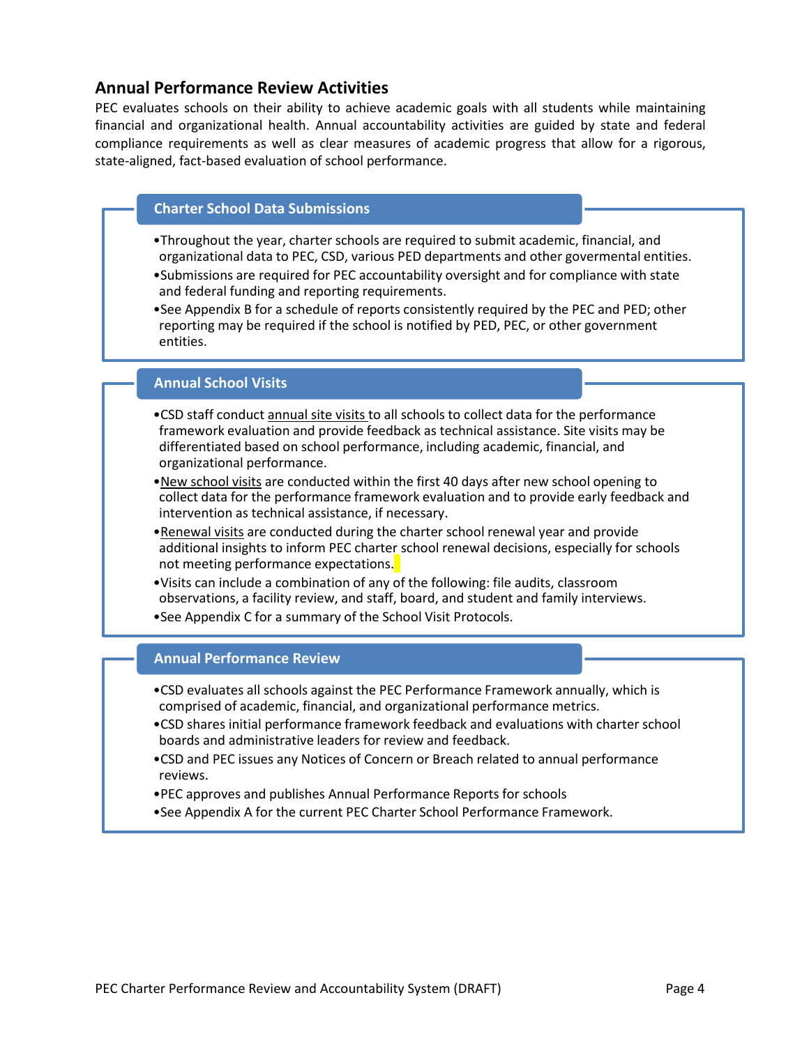## Annual Performance Review Activities

PEC evaluates schools on their ability to achieve academic goals with all students while maintaining financial and organizational health. Annual accountability activities are guided by state and federal compliance requirements as well as clear measures of academic progress that allow for a rigorous, state-aligned, fact-based evaluation of school performance.

### Charter School Data Submissions

- Throughout the year, charter schools are required to submit academic, financial, and organizational data to PEC, CSD, various PED departments and other govermental entities.
- Submissions are required for PEC accountability oversight and for compliance with state and federal funding and reporting requirements.
- See Appendix B for a schedule of reports consistently required by the PEC and PED; other reporting may be required if the school is notified by PED, PEC, or other government entities.

### Annual School Visits

- CSD staff conduct annual site visits to all schools to collect data for the performance framework evaluation and provide feedback as technical assistance. Site visits may be differentiated based on school performance, including academic, financial, and organizational performance.
- New school visits are conducted within the first 40 days after new school opening to collect data for the performance framework evaluation and to provide early feedback and intervention as technical assistance, if necessary.
- Renewal visits are conducted during the charter school renewal year and provide additional insights to inform PEC charter school renewal decisions, especially for schools not meeting performance expectations.
- Visits can include a combination of any of the following: file audits, classroom observations, a facility review, and staff, board, and student and family interviews.
- See Appendix C for a summary of the School Visit Protocols.

### Annual Performance Review

- CSD evaluates all schools against the PEC Performance Framework annually, which is comprised of academic, financial, and organizational performance metrics.
- CSD shares initial performance framework feedback and evaluations with charter school boards and administrative leaders for review and feedback.
- CSD and PEC issues any Notices of Concern or Breach related to annual performance reviews.
- PEC approves and publishes Annual Performance Reports for schools
- See Appendix A for the current PEC Charter School Performance Framework.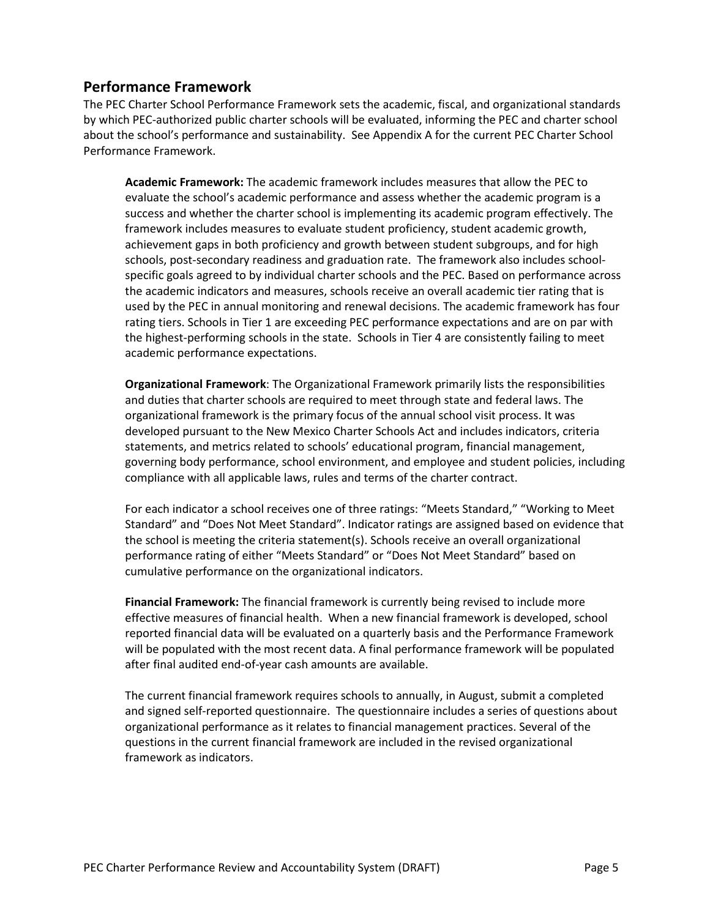## Performance Framework

The PEC Charter School Performance Framework sets the academic, fiscal, and organizational standards by which PEC-authorized public charter schools will be evaluated, informing the PEC and charter school about the school's performance and sustainability. See Appendix A for the current PEC Charter School Performance Framework.

**Academic Framework:** The academic framework includes measures that allow the PEC to evaluate the school's academic performance and assess whether the academic program is a success and whether the charter school is implementing its academic program effectively. The framework includes measures to evaluate student proficiency, student academic growth, achievement gaps in both proficiency and growth between student subgroups, and for high schools, post-secondary readiness and graduation rate. The framework also includes school-specific goals agreed to by individual charter schools and the PEC. Based on performance across the academic indicators and measures, schools receive an overall academic tier rating that is used by the PEC in annual monitoring and renewal decisions. The academic framework has four rating tiers. Schools in Tier 1 are exceeding PEC performance expectations and are on par with the highest-performing schools in the state. Schools in Tier 4 are consistently failing to meet academic performance expectations.

**Organizational Framework**: The Organizational Framework primarily lists the responsibilities and duties that charter schools are required to meet through state and federal laws. The organizational framework is the primary focus of the annual school visit process. It was developed pursuant to the New Mexico Charter Schools Act and includes indicators, criteria statements, and metrics related to schools' educational program, financial management, governing body performance, school environment, and employee and student policies, including compliance with all applicable laws, rules and terms of the charter contract.

For each indicator a school receives one of three ratings: "Meets Standard," "Working to Meet Standard" and "Does Not Meet Standard". Indicator ratings are assigned based on evidence that the school is meeting the criteria statement(s). Schools receive an overall organizational performance rating of either "Meets Standard" or "Does Not Meet Standard" based on cumulative performance on the organizational indicators.

**Financial Framework:** The financial framework is currently being revised to include more effective measures of financial health. When a new financial framework is developed, school reported financial data will be evaluated on a quarterly basis and the Performance Framework will be populated with the most recent data. A final performance framework will be populated after final audited end-of-year cash amounts are available.

The current financial framework requires schools to annually, in August, submit a completed and signed self-reported questionnaire. The questionnaire includes a series of questions about organizational performance as it relates to financial management practices. Several of the questions in the current financial framework are included in the revised organizational framework as indicators.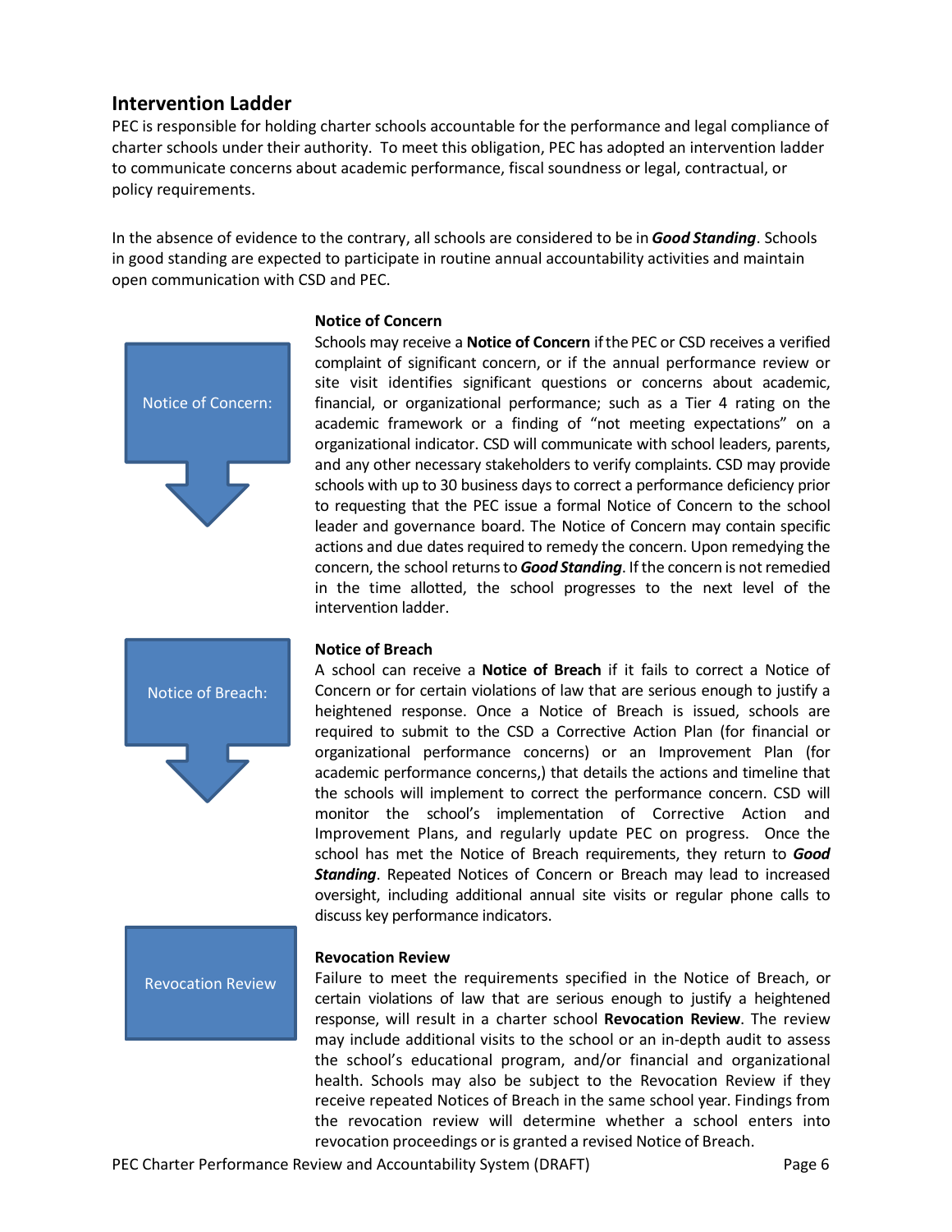## Intervention Ladder

PEC is responsible for holding charter schools accountable for the performance and legal compliance of charter schools under their authority. To meet this obligation, PEC has adopted an intervention ladder to communicate concerns about academic performance, fiscal soundness or legal, contractual, or policy requirements.

In the absence of evidence to the contrary, all schools are considered to be in ***Good Standing***. Schools in good standing are expected to participate in routine annual accountability activities and maintain open communication with CSD and PEC.

Notice of Concern:

**Notice of Concern**

Schools may receive a **Notice of Concern** if the PEC or CSD receives a verified complaint of significant concern, or if the annual performance review or site visit identifies significant questions or concerns about academic, financial, or organizational performance; such as a Tier 4 rating on the academic framework or a finding of "not meeting expectations" on a organizational indicator. CSD will communicate with school leaders, parents, and any other necessary stakeholders to verify complaints. CSD may provide schools with up to 30 business days to correct a performance deficiency prior to requesting that the PEC issue a formal Notice of Concern to the school leader and governance board. The Notice of Concern may contain specific actions and due dates required to remedy the concern. Upon remedying the concern, the school returns to ***Good Standing***. If the concern is not remedied in the time allotted, the school progresses to the next level of the intervention ladder.

Notice of Breach:

**Notice of Breach**

A school can receive a **Notice of Breach** if it fails to correct a Notice of Concern or for certain violations of law that are serious enough to justify a heightened response. Once a Notice of Breach is issued, schools are required to submit to the CSD a Corrective Action Plan (for financial or organizational performance concerns) or an Improvement Plan (for academic performance concerns,) that details the actions and timeline that the schools will implement to correct the performance concern. CSD will monitor the school's implementation of Corrective Action and Improvement Plans, and regularly update PEC on progress. Once the school has met the Notice of Breach requirements, they return to ***Good Standing***. Repeated Notices of Concern or Breach may lead to increased oversight, including additional annual site visits or regular phone calls to discuss key performance indicators.

Revocation Review

**Revocation Review**

Failure to meet the requirements specified in the Notice of Breach, or certain violations of law that are serious enough to justify a heightened response, will result in a charter school **Revocation Review**. The review may include additional visits to the school or an in-depth audit to assess the school's educational program, and/or financial and organizational health. Schools may also be subject to the Revocation Review if they receive repeated Notices of Breach in the same school year. Findings from the revocation review will determine whether a school enters into revocation proceedings or is granted a revised Notice of Breach.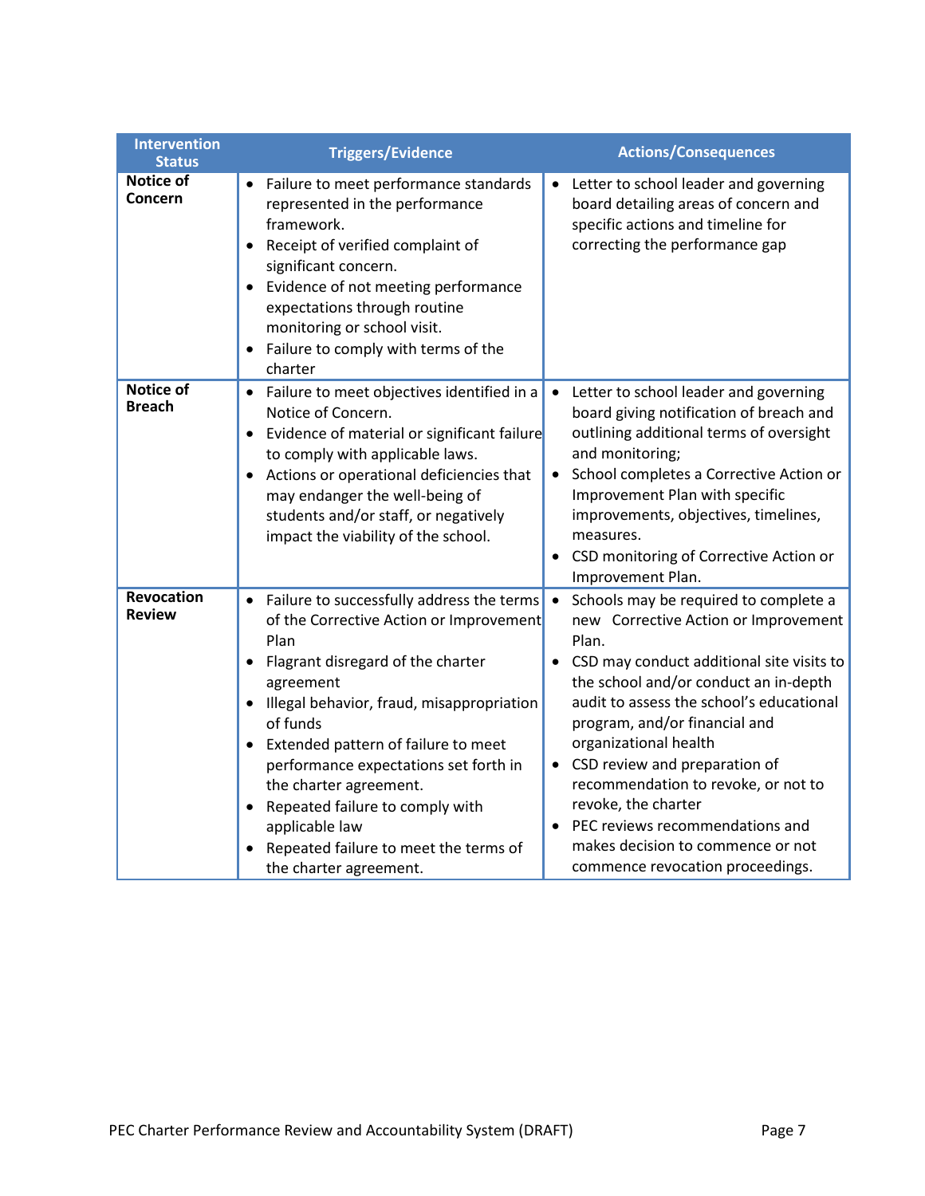| Intervention Status | Triggers/Evidence | Actions/Consequences |
| --- | --- | --- |
| **Notice of Concern** | • Failure to meet performance standards represented in the performance framework.<br>• Receipt of verified complaint of significant concern.<br>• Evidence of not meeting performance expectations through routine monitoring or school visit.<br>• Failure to comply with terms of the charter | • Letter to school leader and governing board detailing areas of concern and specific actions and timeline for correcting the performance gap |
| **Notice of Breach** | • Failure to meet objectives identified in a Notice of Concern.<br>• Evidence of material or significant failure to comply with applicable laws.<br>• Actions or operational deficiencies that may endanger the well-being of students and/or staff, or negatively impact the viability of the school. | • Letter to school leader and governing board giving notification of breach and outlining additional terms of oversight and monitoring;<br>• School completes a Corrective Action or Improvement Plan with specific improvements, objectives, timelines, measures.<br>• CSD monitoring of Corrective Action or Improvement Plan. |
| **Revocation Review** | • Failure to successfully address the terms of the Corrective Action or Improvement Plan<br>• Flagrant disregard of the charter agreement<br>• Illegal behavior, fraud, misappropriation of funds<br>• Extended pattern of failure to meet performance expectations set forth in the charter agreement.<br>• Repeated failure to comply with applicable law<br>• Repeated failure to meet the terms of the charter agreement. | • Schools may be required to complete a new Corrective Action or Improvement Plan.<br>• CSD may conduct additional site visits to the school and/or conduct an in-depth audit to assess the school's educational program, and/or financial and organizational health<br>• CSD review and preparation of recommendation to revoke, or not to revoke, the charter<br>• PEC reviews recommendations and makes decision to commence or not commence revocation proceedings. |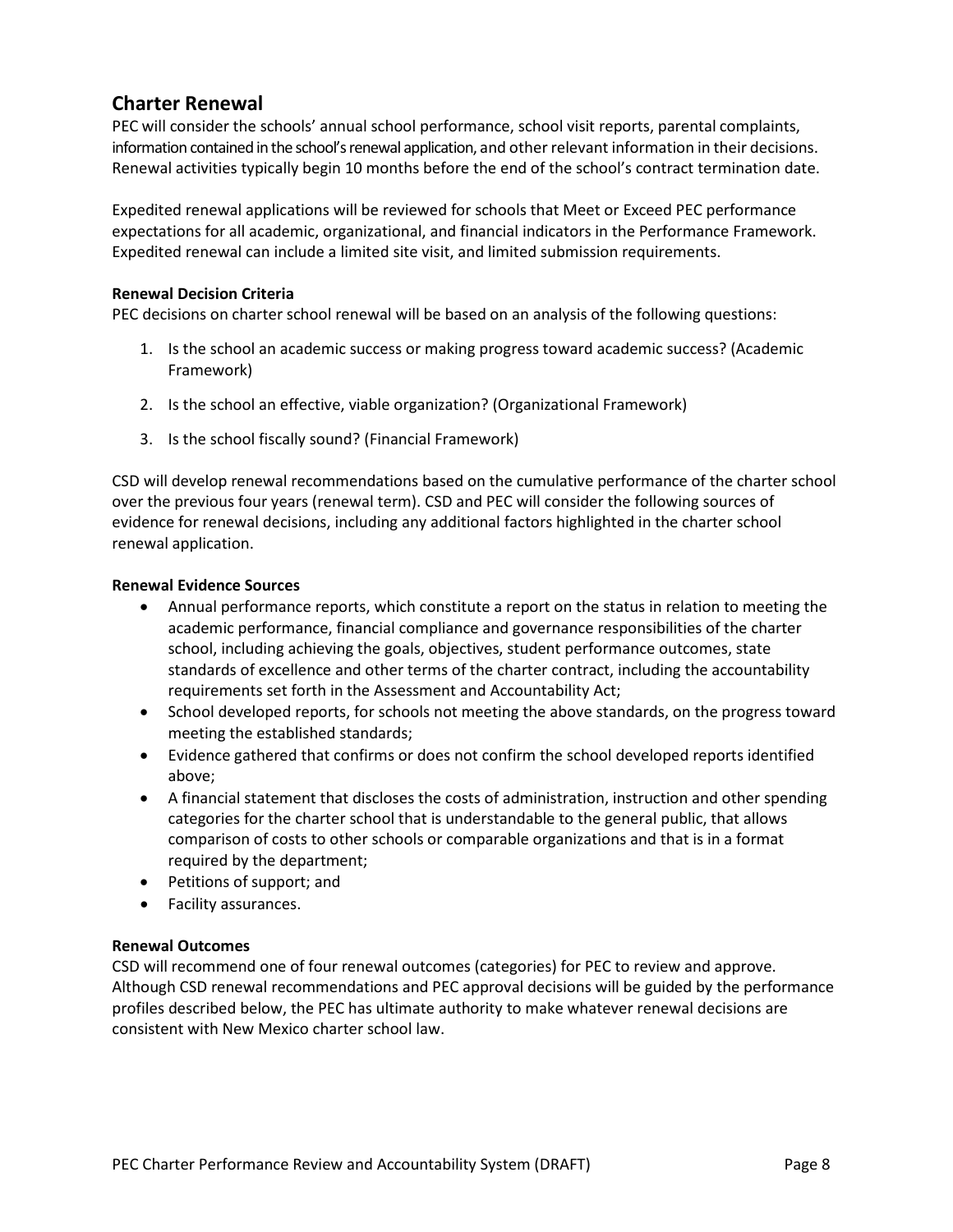## Charter Renewal

PEC will consider the schools' annual school performance, school visit reports, parental complaints, information contained in the school's renewal application, and other relevant information in their decisions. Renewal activities typically begin 10 months before the end of the school's contract termination date.

Expedited renewal applications will be reviewed for schools that Meet or Exceed PEC performance expectations for all academic, organizational, and financial indicators in the Performance Framework. Expedited renewal can include a limited site visit, and limited submission requirements.

**Renewal Decision Criteria**

PEC decisions on charter school renewal will be based on an analysis of the following questions:

1. Is the school an academic success or making progress toward academic success? (Academic Framework)
2. Is the school an effective, viable organization? (Organizational Framework)
3. Is the school fiscally sound? (Financial Framework)

CSD will develop renewal recommendations based on the cumulative performance of the charter school over the previous four years (renewal term). CSD and PEC will consider the following sources of evidence for renewal decisions, including any additional factors highlighted in the charter school renewal application.

**Renewal Evidence Sources**

- Annual performance reports, which constitute a report on the status in relation to meeting the academic performance, financial compliance and governance responsibilities of the charter school, including achieving the goals, objectives, student performance outcomes, state standards of excellence and other terms of the charter contract, including the accountability requirements set forth in the Assessment and Accountability Act;
- School developed reports, for schools not meeting the above standards, on the progress toward meeting the established standards;
- Evidence gathered that confirms or does not confirm the school developed reports identified above;
- A financial statement that discloses the costs of administration, instruction and other spending categories for the charter school that is understandable to the general public, that allows comparison of costs to other schools or comparable organizations and that is in a format required by the department;
- Petitions of support; and
- Facility assurances.

**Renewal Outcomes**

CSD will recommend one of four renewal outcomes (categories) for PEC to review and approve. Although CSD renewal recommendations and PEC approval decisions will be guided by the performance profiles described below, the PEC has ultimate authority to make whatever renewal decisions are consistent with New Mexico charter school law.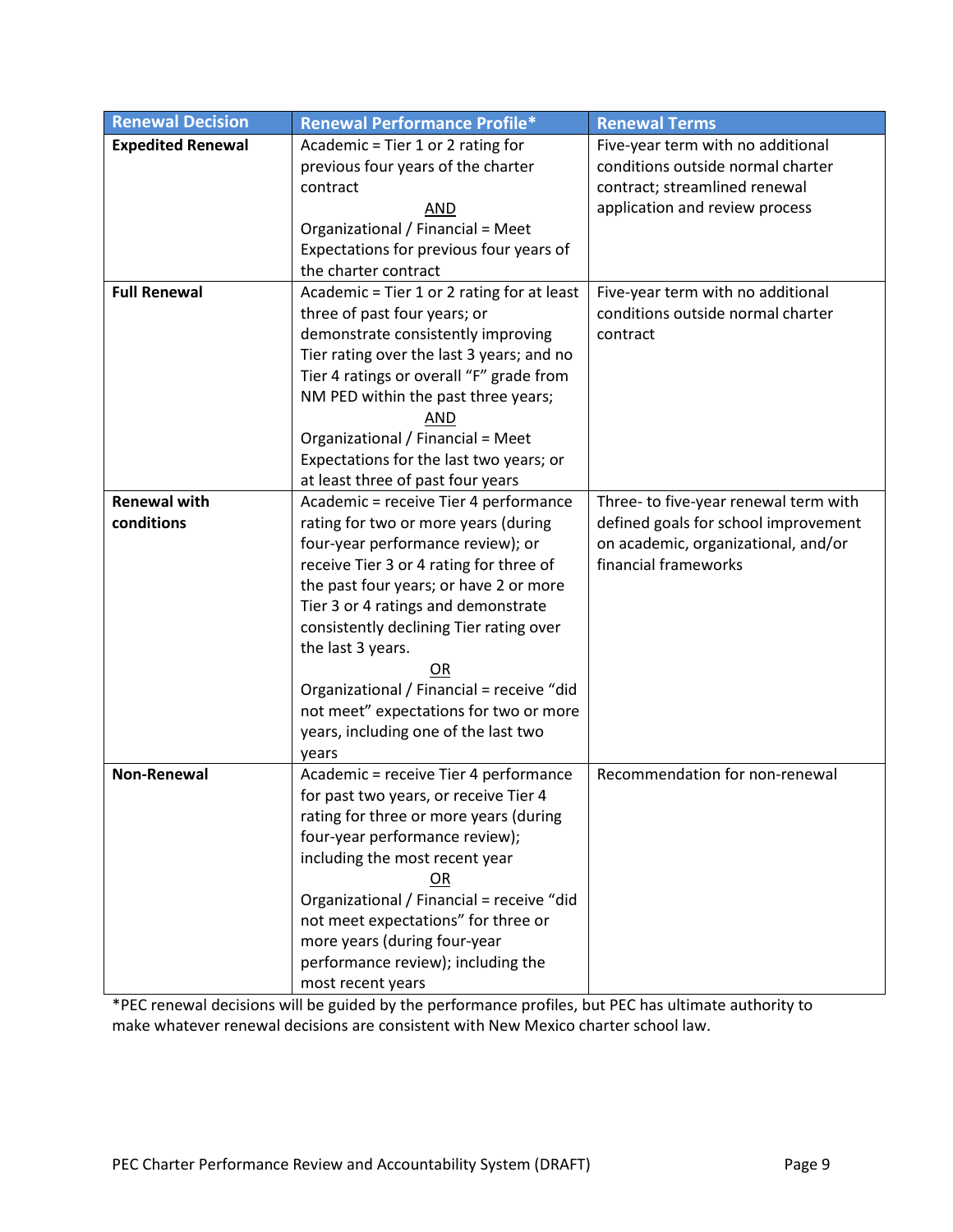| Renewal Decision | Renewal Performance Profile* | Renewal Terms |
|---|---|---|
| **Expedited Renewal** | Academic = Tier 1 or 2 rating for previous four years of the charter contract <br> AND <br> Organizational / Financial = Meet Expectations for previous four years of the charter contract | Five-year term with no additional conditions outside normal charter contract; streamlined renewal application and review process |
| **Full Renewal** | Academic = Tier 1 or 2 rating for at least three of past four years; or demonstrate consistently improving Tier rating over the last 3 years; and no Tier 4 ratings or overall "F" grade from NM PED within the past three years; <br> AND <br> Organizational / Financial = Meet Expectations for the last two years; or at least three of past four years | Five-year term with no additional conditions outside normal charter contract |
| **Renewal with conditions** | Academic = receive Tier 4 performance rating for two or more years (during four-year performance review); or receive Tier 3 or 4 rating for three of the past four years; or have 2 or more Tier 3 or 4 ratings and demonstrate consistently declining Tier rating over the last 3 years. <br> OR <br> Organizational / Financial = receive "did not meet" expectations for two or more years, including one of the last two years | Three- to five-year renewal term with defined goals for school improvement on academic, organizational, and/or financial frameworks |
| **Non-Renewal** | Academic = receive Tier 4 performance for past two years, or receive Tier 4 rating for three or more years (during four-year performance review); including the most recent year <br> OR <br> Organizational / Financial = receive "did not meet expectations" for three or more years (during four-year performance review); including the most recent years | Recommendation for non-renewal |

*PEC renewal decisions will be guided by the performance profiles, but PEC has ultimate authority to make whatever renewal decisions are consistent with New Mexico charter school law.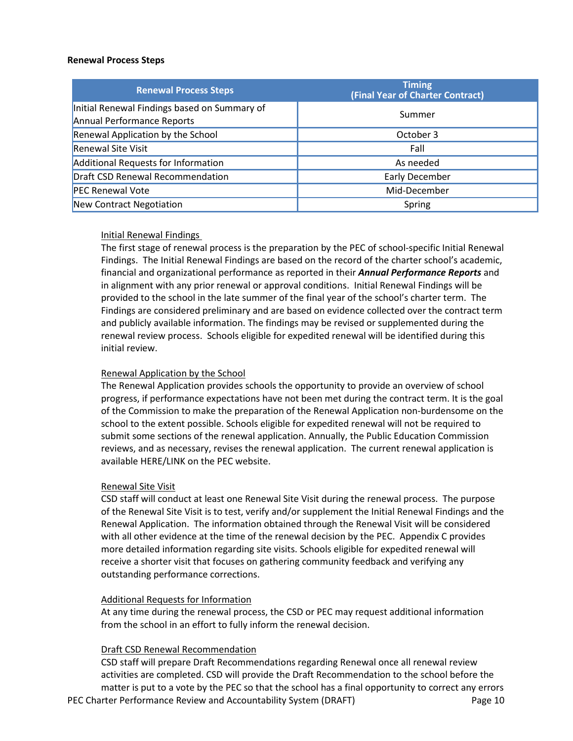**Renewal Process Steps**

| Renewal Process Steps | Timing (Final Year of Charter Contract) |
| --- | --- |
| Initial Renewal Findings based on Summary of Annual Performance Reports | Summer |
| Renewal Application by the School | October 3 |
| Renewal Site Visit | Fall |
| Additional Requests for Information | As needed |
| Draft CSD Renewal Recommendation | Early December |
| PEC Renewal Vote | Mid-December |
| New Contract Negotiation | Spring |

<u>Initial Renewal Findings</u>

The first stage of renewal process is the preparation by the PEC of school-specific Initial Renewal Findings. The Initial Renewal Findings are based on the record of the charter school's academic, financial and organizational performance as reported in their ***Annual Performance Reports*** and in alignment with any prior renewal or approval conditions. Initial Renewal Findings will be provided to the school in the late summer of the final year of the school's charter term. The Findings are considered preliminary and are based on evidence collected over the contract term and publicly available information. The findings may be revised or supplemented during the renewal review process. Schools eligible for expedited renewal will be identified during this initial review.

<u>Renewal Application by the School</u>

The Renewal Application provides schools the opportunity to provide an overview of school progress, if performance expectations have not been met during the contract term. It is the goal of the Commission to make the preparation of the Renewal Application non-burdensome on the school to the extent possible. Schools eligible for expedited renewal will not be required to submit some sections of the renewal application. Annually, the Public Education Commission reviews, and as necessary, revises the renewal application. The current renewal application is available HERE/LINK on the PEC website.

<u>Renewal Site Visit</u>

CSD staff will conduct at least one Renewal Site Visit during the renewal process. The purpose of the Renewal Site Visit is to test, verify and/or supplement the Initial Renewal Findings and the Renewal Application. The information obtained through the Renewal Visit will be considered with all other evidence at the time of the renewal decision by the PEC. Appendix C provides more detailed information regarding site visits. Schools eligible for expedited renewal will receive a shorter visit that focuses on gathering community feedback and verifying any outstanding performance corrections.

<u>Additional Requests for Information</u>

At any time during the renewal process, the CSD or PEC may request additional information from the school in an effort to fully inform the renewal decision.

<u>Draft CSD Renewal Recommendation</u>

CSD staff will prepare Draft Recommendations regarding Renewal once all renewal review activities are completed. CSD will provide the Draft Recommendation to the school before the matter is put to a vote by the PEC so that the school has a final opportunity to correct any errors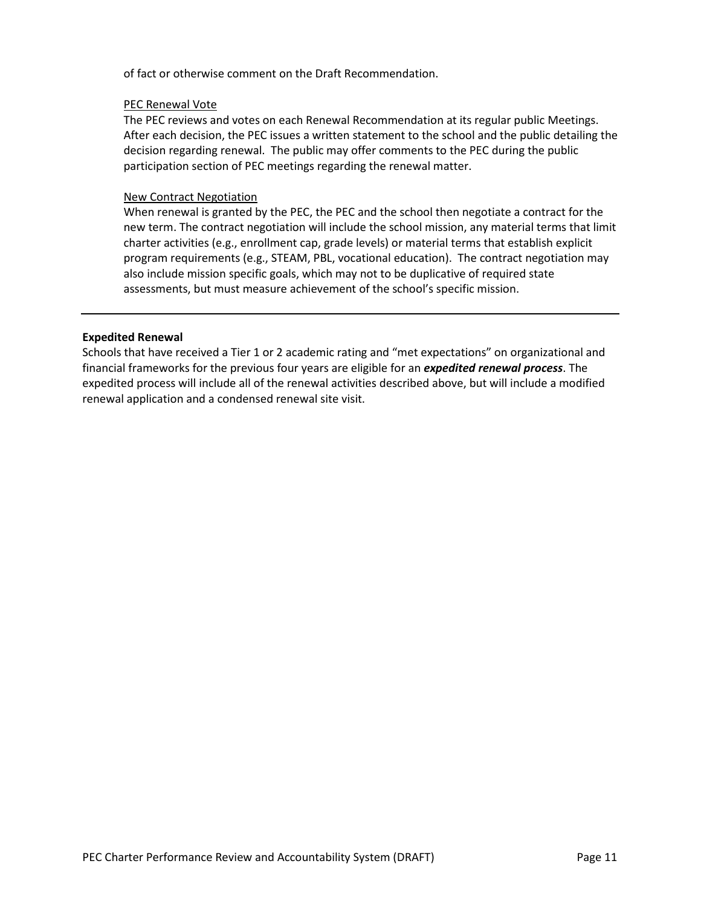of fact or otherwise comment on the Draft Recommendation.

PEC Renewal Vote

The PEC reviews and votes on each Renewal Recommendation at its regular public Meetings. After each decision, the PEC issues a written statement to the school and the public detailing the decision regarding renewal. The public may offer comments to the PEC during the public participation section of PEC meetings regarding the renewal matter.

New Contract Negotiation

When renewal is granted by the PEC, the PEC and the school then negotiate a contract for the new term. The contract negotiation will include the school mission, any material terms that limit charter activities (e.g., enrollment cap, grade levels) or material terms that establish explicit program requirements (e.g., STEAM, PBL, vocational education). The contract negotiation may also include mission specific goals, which may not to be duplicative of required state assessments, but must measure achievement of the school's specific mission.

---

**Expedited Renewal**

Schools that have received a Tier 1 or 2 academic rating and "met expectations" on organizational and financial frameworks for the previous four years are eligible for an ***expedited renewal process***. The expedited process will include all of the renewal activities described above, but will include a modified renewal application and a condensed renewal site visit.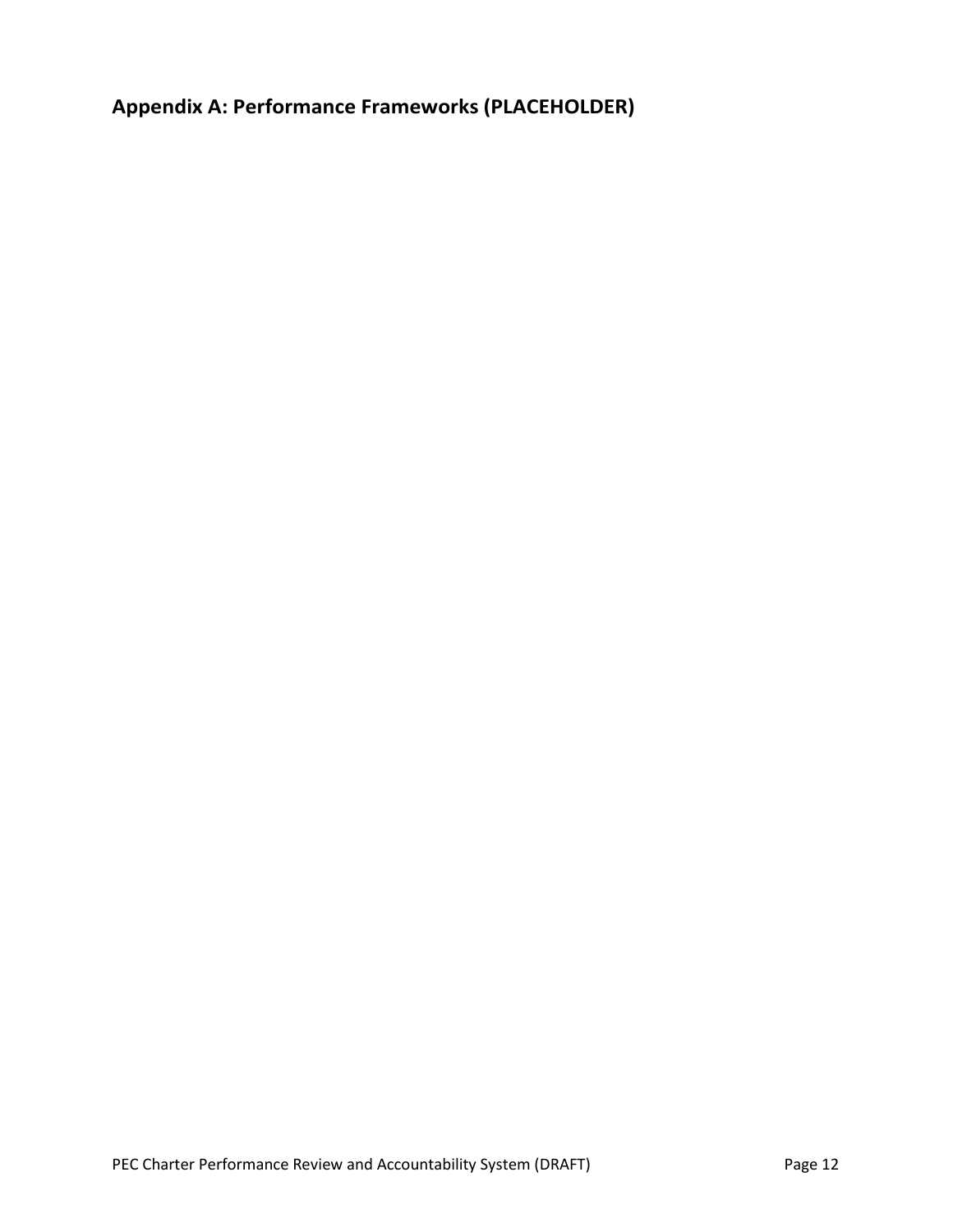## Appendix A: Performance Frameworks (PLACEHOLDER)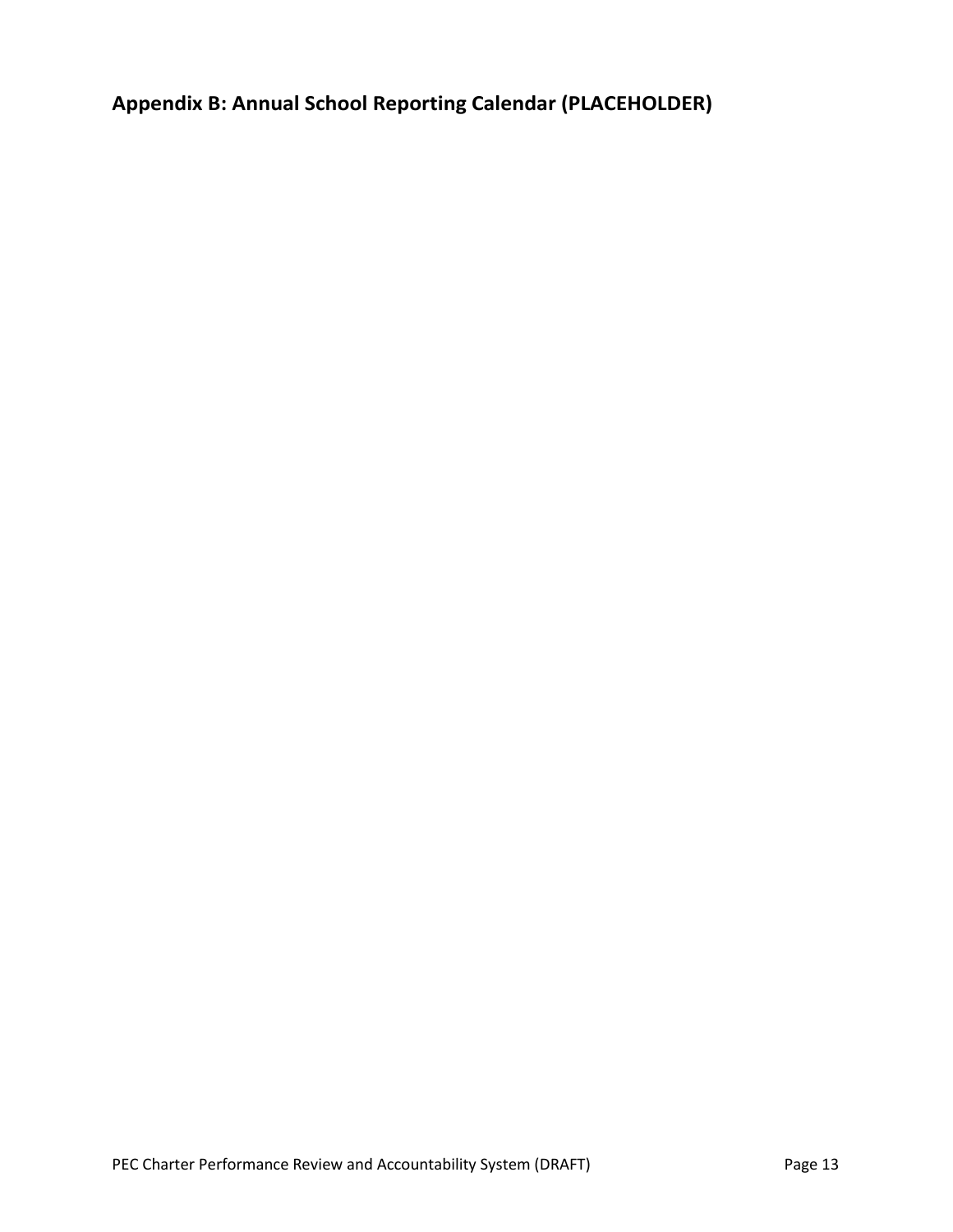## Appendix B: Annual School Reporting Calendar (PLACEHOLDER)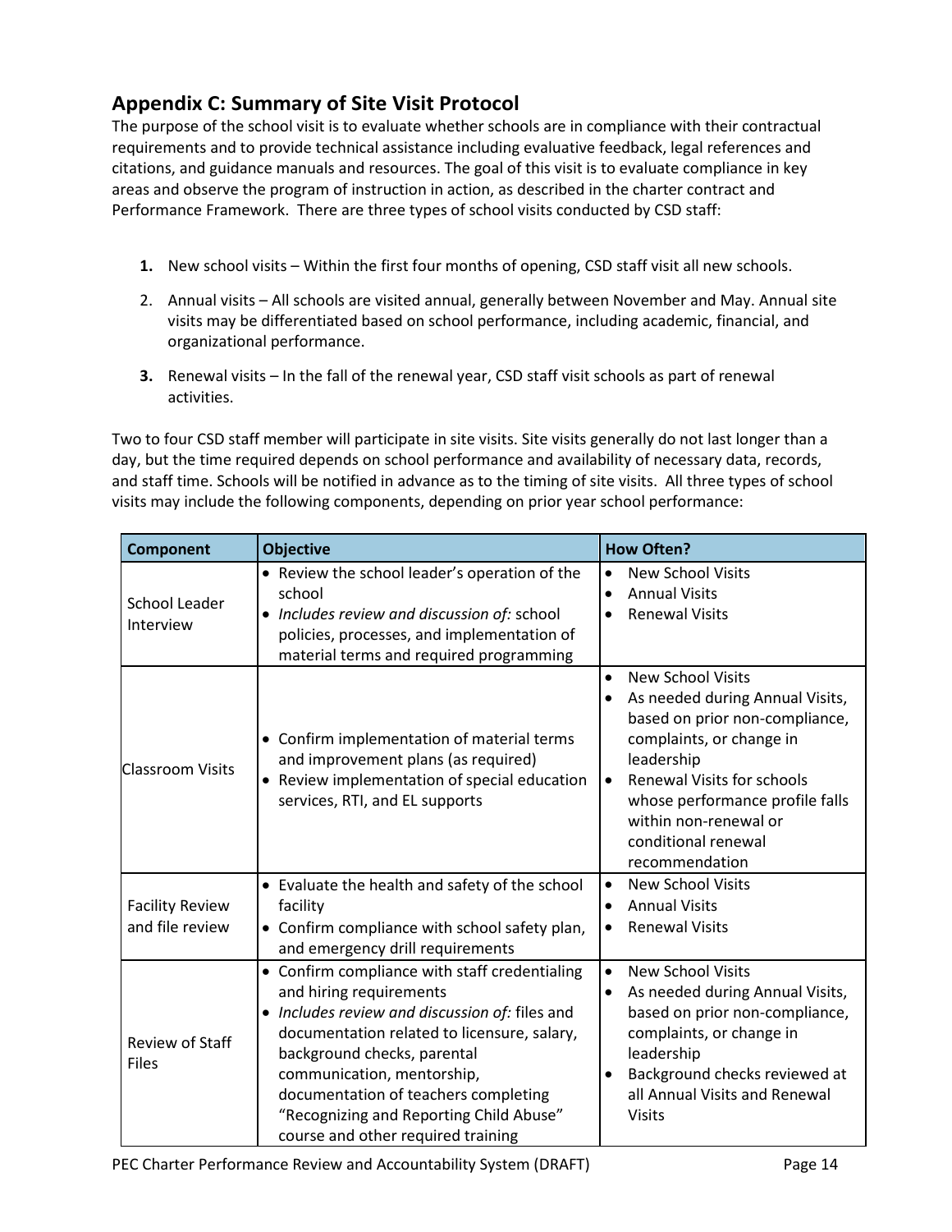## Appendix C: Summary of Site Visit Protocol

The purpose of the school visit is to evaluate whether schools are in compliance with their contractual requirements and to provide technical assistance including evaluative feedback, legal references and citations, and guidance manuals and resources. The goal of this visit is to evaluate compliance in key areas and observe the program of instruction in action, as described in the charter contract and Performance Framework. There are three types of school visits conducted by CSD staff:

1. New school visits – Within the first four months of opening, CSD staff visit all new schools.
2. Annual visits – All schools are visited annual, generally between November and May. Annual site visits may be differentiated based on school performance, including academic, financial, and organizational performance.
3. Renewal visits – In the fall of the renewal year, CSD staff visit schools as part of renewal activities.

Two to four CSD staff member will participate in site visits. Site visits generally do not last longer than a day, but the time required depends on school performance and availability of necessary data, records, and staff time. Schools will be notified in advance as to the timing of site visits. All three types of school visits may include the following components, depending on prior year school performance:

| Component | Objective | How Often? |
|---|---|---|
| School Leader Interview | • Review the school leader's operation of the school<br>• *Includes review and discussion of:* school policies, processes, and implementation of material terms and required programming | • New School Visits<br>• Annual Visits<br>• Renewal Visits |
| Classroom Visits | • Confirm implementation of material terms and improvement plans (as required)<br>• Review implementation of special education services, RTI, and EL supports | • New School Visits<br>• As needed during Annual Visits, based on prior non-compliance, complaints, or change in leadership<br>• Renewal Visits for schools whose performance profile falls within non-renewal or conditional renewal recommendation |
| Facility Review and file review | • Evaluate the health and safety of the school facility<br>• Confirm compliance with school safety plan, and emergency drill requirements | • New School Visits<br>• Annual Visits<br>• Renewal Visits |
| Review of Staff Files | • Confirm compliance with staff credentialing and hiring requirements<br>• *Includes review and discussion of:* files and documentation related to licensure, salary, background checks, parental communication, mentorship, documentation of teachers completing "Recognizing and Reporting Child Abuse" course and other required training | • New School Visits<br>• As needed during Annual Visits, based on prior non-compliance, complaints, or change in leadership<br>• Background checks reviewed at all Annual Visits and Renewal Visits |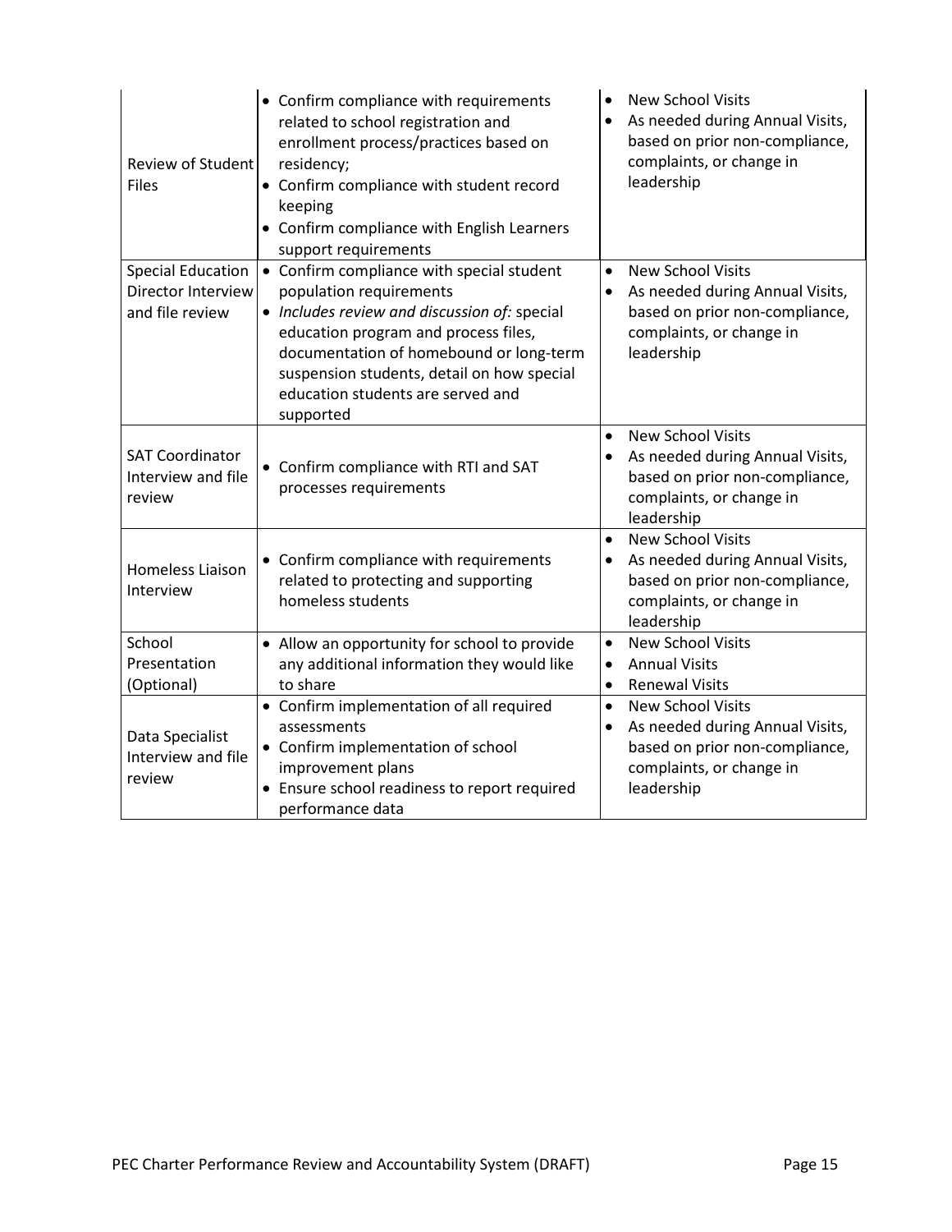| | | |
|---|---|---|
| Review of Student Files | • Confirm compliance with requirements related to school registration and enrollment process/practices based on residency;<br>• Confirm compliance with student record keeping<br>• Confirm compliance with English Learners support requirements | • New School Visits<br>• As needed during Annual Visits, based on prior non-compliance, complaints, or change in leadership |
| Special Education Director Interview and file review | • Confirm compliance with special student population requirements<br>• *Includes review and discussion of:* special education program and process files, documentation of homebound or long-term suspension students, detail on how special education students are served and supported | • New School Visits<br>• As needed during Annual Visits, based on prior non-compliance, complaints, or change in leadership |
| SAT Coordinator Interview and file review | • Confirm compliance with RTI and SAT processes requirements | • New School Visits<br>• As needed during Annual Visits, based on prior non-compliance, complaints, or change in leadership |
| Homeless Liaison Interview | • Confirm compliance with requirements related to protecting and supporting homeless students | • New School Visits<br>• As needed during Annual Visits, based on prior non-compliance, complaints, or change in leadership |
| School Presentation (Optional) | • Allow an opportunity for school to provide any additional information they would like to share | • New School Visits<br>• Annual Visits<br>• Renewal Visits |
| Data Specialist Interview and file review | • Confirm implementation of all required assessments<br>• Confirm implementation of school improvement plans<br>• Ensure school readiness to report required performance data | • New School Visits<br>• As needed during Annual Visits, based on prior non-compliance, complaints, or change in leadership |